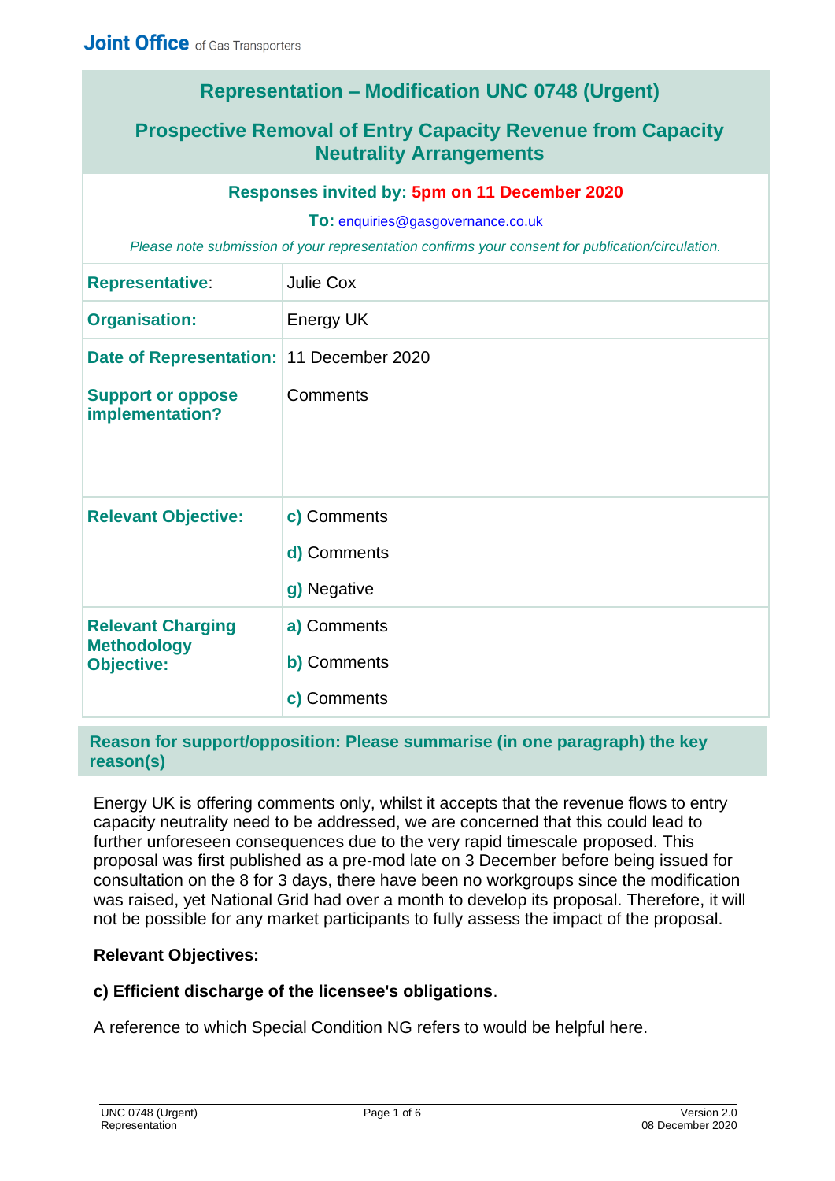Joint Office of Gas Transporters

# Representation – Modification UNC 0748 (Urgent)

## Prospective Removal of Entry Capacity Revenue from Capacity Neutrality Arrangements

**Responses invited by: 5pm on 11 December 2020**

**To:** enquiries@gasgovernance.co.uk

*Please note submission of your representation confirms your consent for publication/circulation.*

| | |
|---|---|
| **Representative:** | Julie Cox |
| **Organisation:** | Energy UK |
| **Date of Representation:** | 11 December 2020 |
| **Support or oppose implementation?** | Comments |
| **Relevant Objective:** | **c)** Comments<br>**d)** Comments<br>**g)** Negative |
| **Relevant Charging Methodology Objective:** | **a)** Comments<br>**b)** Comments<br>**c)** Comments |

### Reason for support/opposition: Please summarise (in one paragraph) the key reason(s)

Energy UK is offering comments only, whilst it accepts that the revenue flows to entry capacity neutrality need to be addressed, we are concerned that this could lead to further unforeseen consequences due to the very rapid timescale proposed. This proposal was first published as a pre-mod late on 3 December before being issued for consultation on the 8 for 3 days, there have been no workgroups since the modification was raised, yet National Grid had over a month to develop its proposal. Therefore, it will not be possible for any market participants to fully assess the impact of the proposal.

**Relevant Objectives:**

**c) Efficient discharge of the licensee's obligations**.

A reference to which Special Condition NG refers to would be helpful here.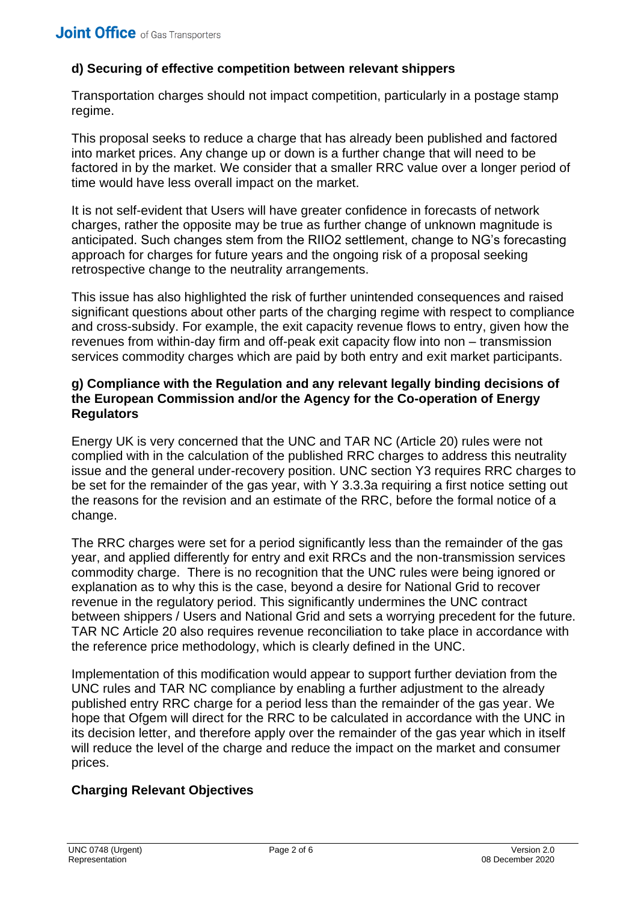### d) Securing of effective competition between relevant shippers

Transportation charges should not impact competition, particularly in a postage stamp regime.

This proposal seeks to reduce a charge that has already been published and factored into market prices. Any change up or down is a further change that will need to be factored in by the market. We consider that a smaller RRC value over a longer period of time would have less overall impact on the market.

It is not self-evident that Users will have greater confidence in forecasts of network charges, rather the opposite may be true as further change of unknown magnitude is anticipated. Such changes stem from the RIIO2 settlement, change to NG's forecasting approach for charges for future years and the ongoing risk of a proposal seeking retrospective change to the neutrality arrangements.

This issue has also highlighted the risk of further unintended consequences and raised significant questions about other parts of the charging regime with respect to compliance and cross-subsidy. For example, the exit capacity revenue flows to entry, given how the revenues from within-day firm and off-peak exit capacity flow into non – transmission services commodity charges which are paid by both entry and exit market participants.

### g) Compliance with the Regulation and any relevant legally binding decisions of the European Commission and/or the Agency for the Co-operation of Energy Regulators

Energy UK is very concerned that the UNC and TAR NC (Article 20) rules were not complied with in the calculation of the published RRC charges to address this neutrality issue and the general under-recovery position. UNC section Y3 requires RRC charges to be set for the remainder of the gas year, with Y 3.3.3a requiring a first notice setting out the reasons for the revision and an estimate of the RRC, before the formal notice of a change.

The RRC charges were set for a period significantly less than the remainder of the gas year, and applied differently for entry and exit RRCs and the non-transmission services commodity charge. There is no recognition that the UNC rules were being ignored or explanation as to why this is the case, beyond a desire for National Grid to recover revenue in the regulatory period. This significantly undermines the UNC contract between shippers / Users and National Grid and sets a worrying precedent for the future. TAR NC Article 20 also requires revenue reconciliation to take place in accordance with the reference price methodology, which is clearly defined in the UNC.

Implementation of this modification would appear to support further deviation from the UNC rules and TAR NC compliance by enabling a further adjustment to the already published entry RRC charge for a period less than the remainder of the gas year. We hope that Ofgem will direct for the RRC to be calculated in accordance with the UNC in its decision letter, and therefore apply over the remainder of the gas year which in itself will reduce the level of the charge and reduce the impact on the market and consumer prices.

### Charging Relevant Objectives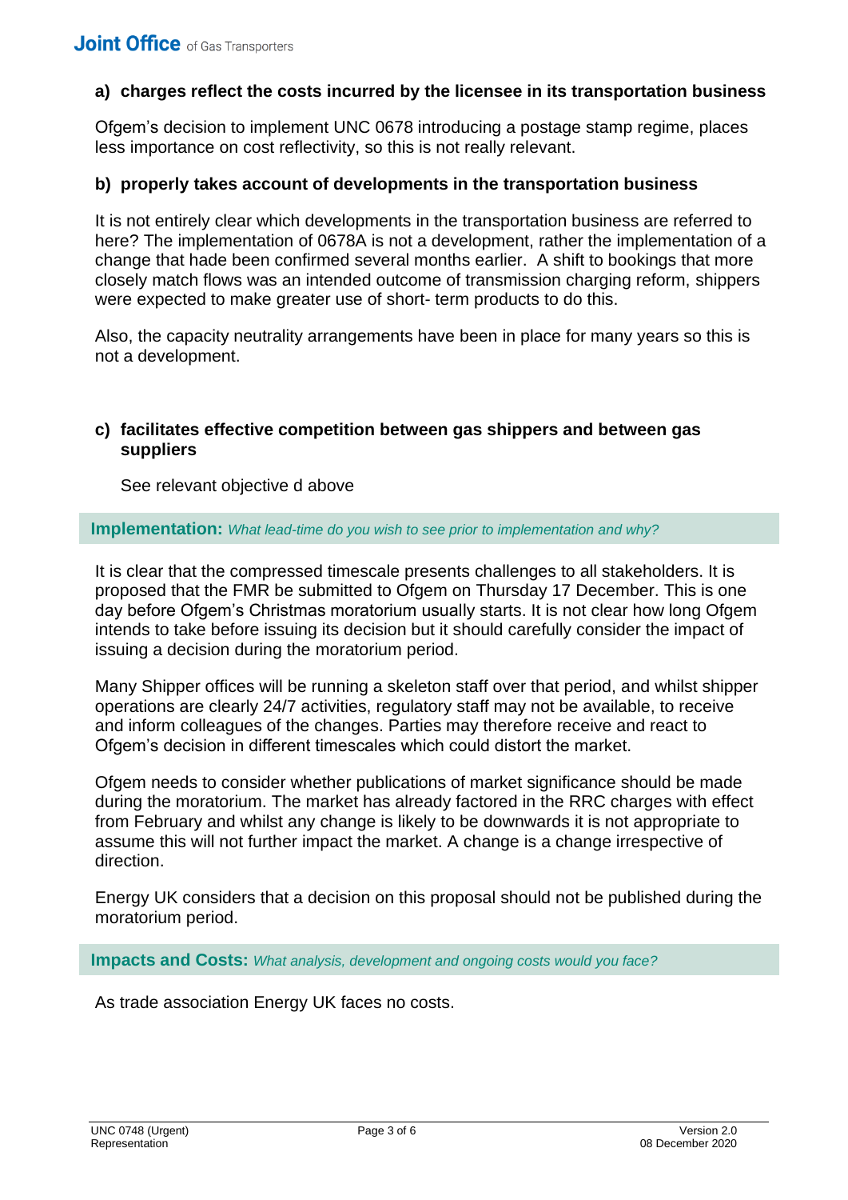**a) charges reflect the costs incurred by the licensee in its transportation business**

Ofgem's decision to implement UNC 0678 introducing a postage stamp regime, places less importance on cost reflectivity, so this is not really relevant.

**b) properly takes account of developments in the transportation business**

It is not entirely clear which developments in the transportation business are referred to here? The implementation of 0678A is not a development, rather the implementation of a change that hade been confirmed several months earlier. A shift to bookings that more closely match flows was an intended outcome of transmission charging reform, shippers were expected to make greater use of short- term products to do this.

Also, the capacity neutrality arrangements have been in place for many years so this is not a development.

**c) facilitates effective competition between gas shippers and between gas suppliers**

See relevant objective d above

**Implementation:** *What lead-time do you wish to see prior to implementation and why?*

It is clear that the compressed timescale presents challenges to all stakeholders. It is proposed that the FMR be submitted to Ofgem on Thursday 17 December. This is one day before Ofgem's Christmas moratorium usually starts. It is not clear how long Ofgem intends to take before issuing its decision but it should carefully consider the impact of issuing a decision during the moratorium period.

Many Shipper offices will be running a skeleton staff over that period, and whilst shipper operations are clearly 24/7 activities, regulatory staff may not be available, to receive and inform colleagues of the changes. Parties may therefore receive and react to Ofgem's decision in different timescales which could distort the market.

Ofgem needs to consider whether publications of market significance should be made during the moratorium. The market has already factored in the RRC charges with effect from February and whilst any change is likely to be downwards it is not appropriate to assume this will not further impact the market. A change is a change irrespective of direction.

Energy UK considers that a decision on this proposal should not be published during the moratorium period.

**Impacts and Costs:** *What analysis, development and ongoing costs would you face?*

As trade association Energy UK faces no costs.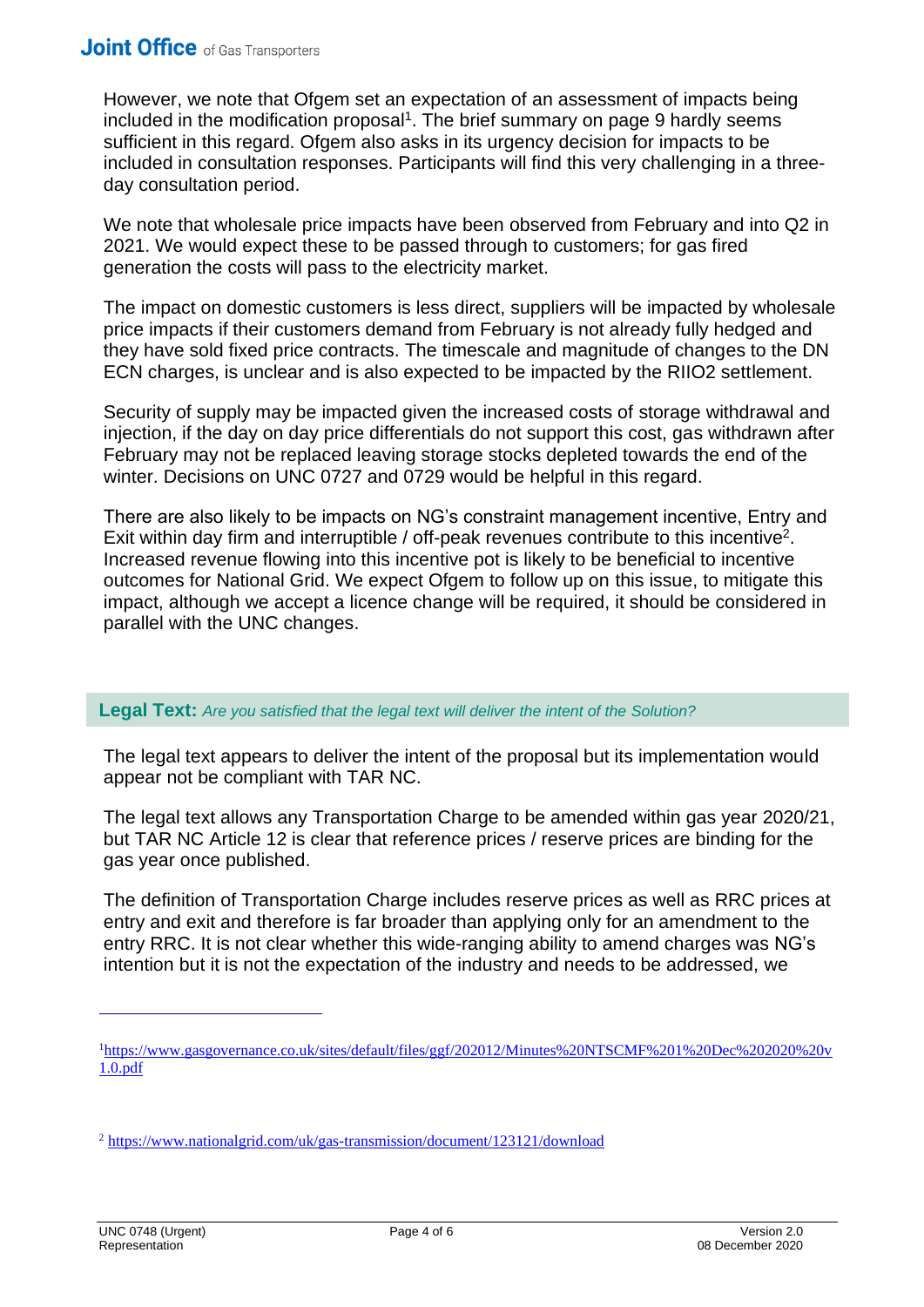However, we note that Ofgem set an expectation of an assessment of impacts being included in the modification proposal[1]. The brief summary on page 9 hardly seems sufficient in this regard. Ofgem also asks in its urgency decision for impacts to be included in consultation responses. Participants will find this very challenging in a three-day consultation period.

We note that wholesale price impacts have been observed from February and into Q2 in 2021. We would expect these to be passed through to customers; for gas fired generation the costs will pass to the electricity market.

The impact on domestic customers is less direct, suppliers will be impacted by wholesale price impacts if their customers demand from February is not already fully hedged and they have sold fixed price contracts. The timescale and magnitude of changes to the DN ECN charges, is unclear and is also expected to be impacted by the RIIO2 settlement.

Security of supply may be impacted given the increased costs of storage withdrawal and injection, if the day on day price differentials do not support this cost, gas withdrawn after February may not be replaced leaving storage stocks depleted towards the end of the winter. Decisions on UNC 0727 and 0729 would be helpful in this regard.

There are also likely to be impacts on NG's constraint management incentive, Entry and Exit within day firm and interruptible / off-peak revenues contribute to this incentive[2]. Increased revenue flowing into this incentive pot is likely to be beneficial to incentive outcomes for National Grid. We expect Ofgem to follow up on this issue, to mitigate this impact, although we accept a licence change will be required, it should be considered in parallel with the UNC changes.

**Legal Text:** *Are you satisfied that the legal text will deliver the intent of the Solution?*

The legal text appears to deliver the intent of the proposal but its implementation would appear not be compliant with TAR NC.

The legal text allows any Transportation Charge to be amended within gas year 2020/21, but TAR NC Article 12 is clear that reference prices / reserve prices are binding for the gas year once published.

The definition of Transportation Charge includes reserve prices as well as RRC prices at entry and exit and therefore is far broader than applying only for an amendment to the entry RRC. It is not clear whether this wide-ranging ability to amend charges was NG's intention but it is not the expectation of the industry and needs to be addressed, we

---

[1] https://www.gasgovernance.co.uk/sites/default/files/ggf/202012/Minutes%20NTSCMF%201%20Dec%202020%20v1.0.pdf

[2] https://www.nationalgrid.com/uk/gas-transmission/document/123121/download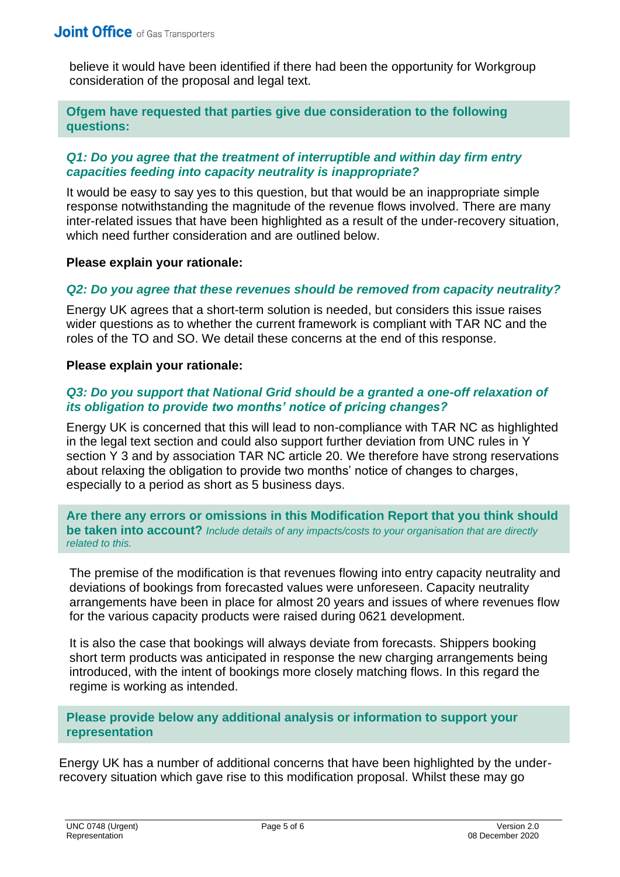believe it would have been identified if there had been the opportunity for Workgroup consideration of the proposal and legal text.

**Ofgem have requested that parties give due consideration to the following questions:**

***Q1: Do you agree that the treatment of interruptible and within day firm entry capacities feeding into capacity neutrality is inappropriate?***

It would be easy to say yes to this question, but that would be an inappropriate simple response notwithstanding the magnitude of the revenue flows involved. There are many inter-related issues that have been highlighted as a result of the under-recovery situation, which need further consideration and are outlined below.

**Please explain your rationale:**

***Q2: Do you agree that these revenues should be removed from capacity neutrality?***

Energy UK agrees that a short-term solution is needed, but considers this issue raises wider questions as to whether the current framework is compliant with TAR NC and the roles of the TO and SO. We detail these concerns at the end of this response.

**Please explain your rationale:**

***Q3: Do you support that National Grid should be a granted a one-off relaxation of its obligation to provide two months' notice of pricing changes?***

Energy UK is concerned that this will lead to non-compliance with TAR NC as highlighted in the legal text section and could also support further deviation from UNC rules in Y section Y 3 and by association TAR NC article 20. We therefore have strong reservations about relaxing the obligation to provide two months' notice of changes to charges, especially to a period as short as 5 business days.

**Are there any errors or omissions in this Modification Report that you think should be taken into account?** *Include details of any impacts/costs to your organisation that are directly related to this.*

The premise of the modification is that revenues flowing into entry capacity neutrality and deviations of bookings from forecasted values were unforeseen. Capacity neutrality arrangements have been in place for almost 20 years and issues of where revenues flow for the various capacity products were raised during 0621 development.

It is also the case that bookings will always deviate from forecasts. Shippers booking short term products was anticipated in response the new charging arrangements being introduced, with the intent of bookings more closely matching flows. In this regard the regime is working as intended.

**Please provide below any additional analysis or information to support your representation**

Energy UK has a number of additional concerns that have been highlighted by the under-recovery situation which gave rise to this modification proposal. Whilst these may go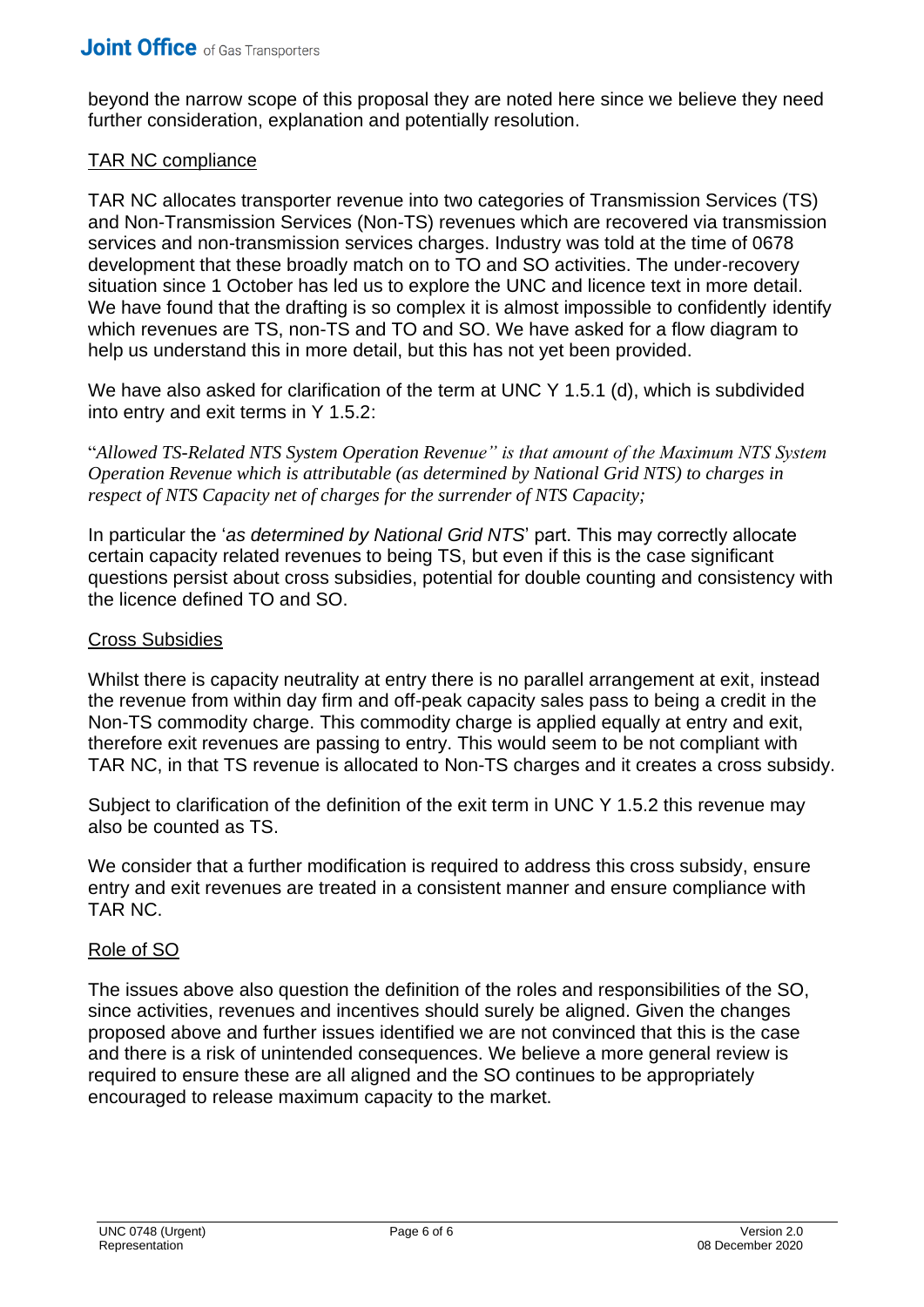beyond the narrow scope of this proposal they are noted here since we believe they need further consideration, explanation and potentially resolution.

<u>TAR NC compliance</u>

TAR NC allocates transporter revenue into two categories of Transmission Services (TS) and Non-Transmission Services (Non-TS) revenues which are recovered via transmission services and non-transmission services charges. Industry was told at the time of 0678 development that these broadly match on to TO and SO activities. The under-recovery situation since 1 October has led us to explore the UNC and licence text in more detail. We have found that the drafting is so complex it is almost impossible to confidently identify which revenues are TS, non-TS and TO and SO. We have asked for a flow diagram to help us understand this in more detail, but this has not yet been provided.

We have also asked for clarification of the term at UNC Y 1.5.1 (d), which is subdivided into entry and exit terms in Y 1.5.2:

"*Allowed TS-Related NTS System Operation Revenue" is that amount of the Maximum NTS System Operation Revenue which is attributable (as determined by National Grid NTS) to charges in respect of NTS Capacity net of charges for the surrender of NTS Capacity;*

In particular the '*as determined by National Grid NTS*' part. This may correctly allocate certain capacity related revenues to being TS, but even if this is the case significant questions persist about cross subsidies, potential for double counting and consistency with the licence defined TO and SO.

<u>Cross Subsidies</u>

Whilst there is capacity neutrality at entry there is no parallel arrangement at exit, instead the revenue from within day firm and off-peak capacity sales pass to being a credit in the Non-TS commodity charge. This commodity charge is applied equally at entry and exit, therefore exit revenues are passing to entry. This would seem to be not compliant with TAR NC, in that TS revenue is allocated to Non-TS charges and it creates a cross subsidy.

Subject to clarification of the definition of the exit term in UNC Y 1.5.2 this revenue may also be counted as TS.

We consider that a further modification is required to address this cross subsidy, ensure entry and exit revenues are treated in a consistent manner and ensure compliance with TAR NC.

<u>Role of SO</u>

The issues above also question the definition of the roles and responsibilities of the SO, since activities, revenues and incentives should surely be aligned. Given the changes proposed above and further issues identified we are not convinced that this is the case and there is a risk of unintended consequences. We believe a more general review is required to ensure these are all aligned and the SO continues to be appropriately encouraged to release maximum capacity to the market.